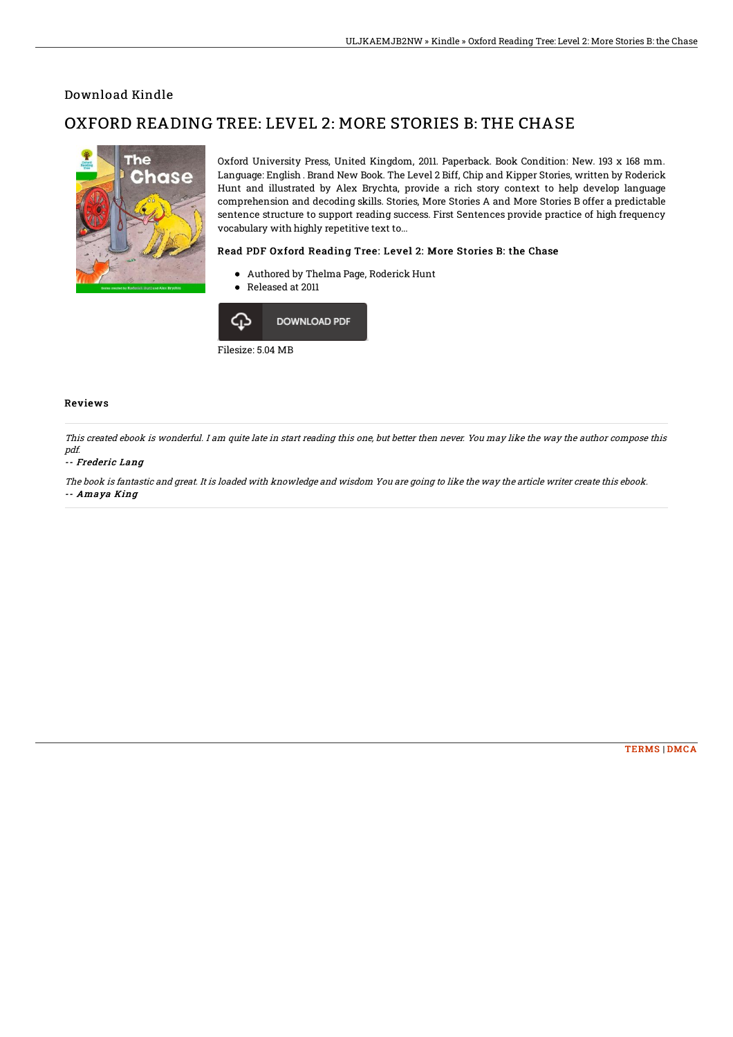## Download Kindle

# OXFORD READING TREE: LEVEL 2: MORE STORIES B: THE CHASE

Oxford University Press, United Kingdom, 2011. Paperback. Book Condition: New. 193 x 168 mm. Language: English . Brand New Book. The Level 2 Biff, Chip and Kipper Stories, written by Roderick Hunt and illustrated by Alex Brychta, provide a rich story context to help develop language comprehension and decoding skills. Stories, More Stories A and More Stories B offer a predictable sentence structure to support reading success. First Sentences provide practice of high frequency vocabulary with highly repetitive text to...

### Read PDF Oxford Reading Tree: Level 2: More Stories B: the Chase

- Authored by Thelma Page, Roderick Hunt
- Released at 2011

DOWNLOAD PDF

Filesize: 5.04 MB

### Reviews

*This created ebook is wonderful. I am quite late in start reading this one, but better then never. You may like the way the author compose this pdf.*

-- ***Frederic Lang***

*The book is fantastic and great. It is loaded with knowledge and wisdom You are going to like the way the article writer create this ebook.*

-- ***Amaya King***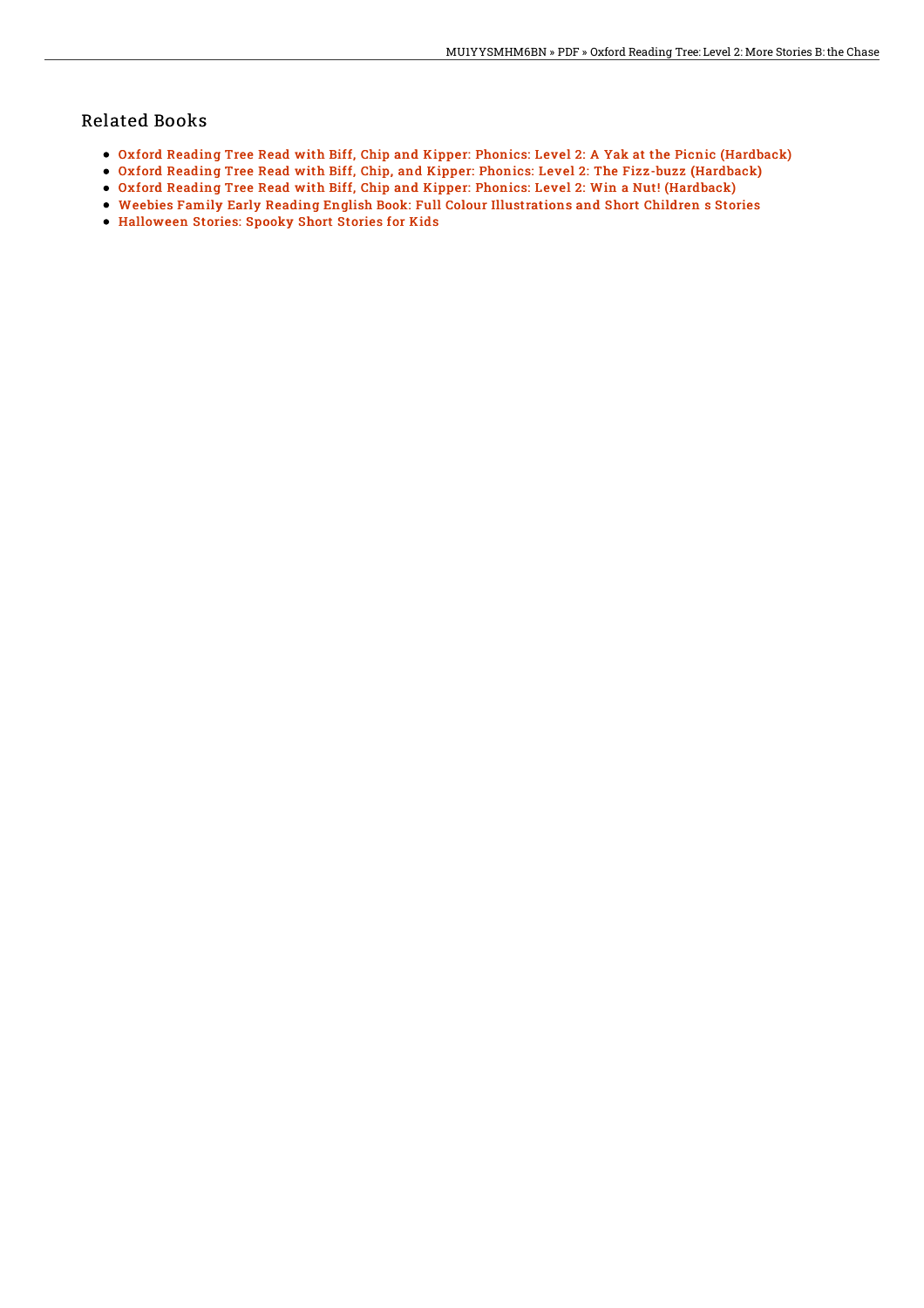## Related Books

- Oxford Reading Tree Read with Biff, Chip and Kipper: Phonics: Level 2: A Yak at the Picnic (Hardback)
- Oxford Reading Tree Read with Biff, Chip, and Kipper: Phonics: Level 2: The Fizz-buzz (Hardback)
- Oxford Reading Tree Read with Biff, Chip and Kipper: Phonics: Level 2: Win a Nut! (Hardback)
- Weebies Family Early Reading English Book: Full Colour Illustrations and Short Children s Stories
- Halloween Stories: Spooky Short Stories for Kids